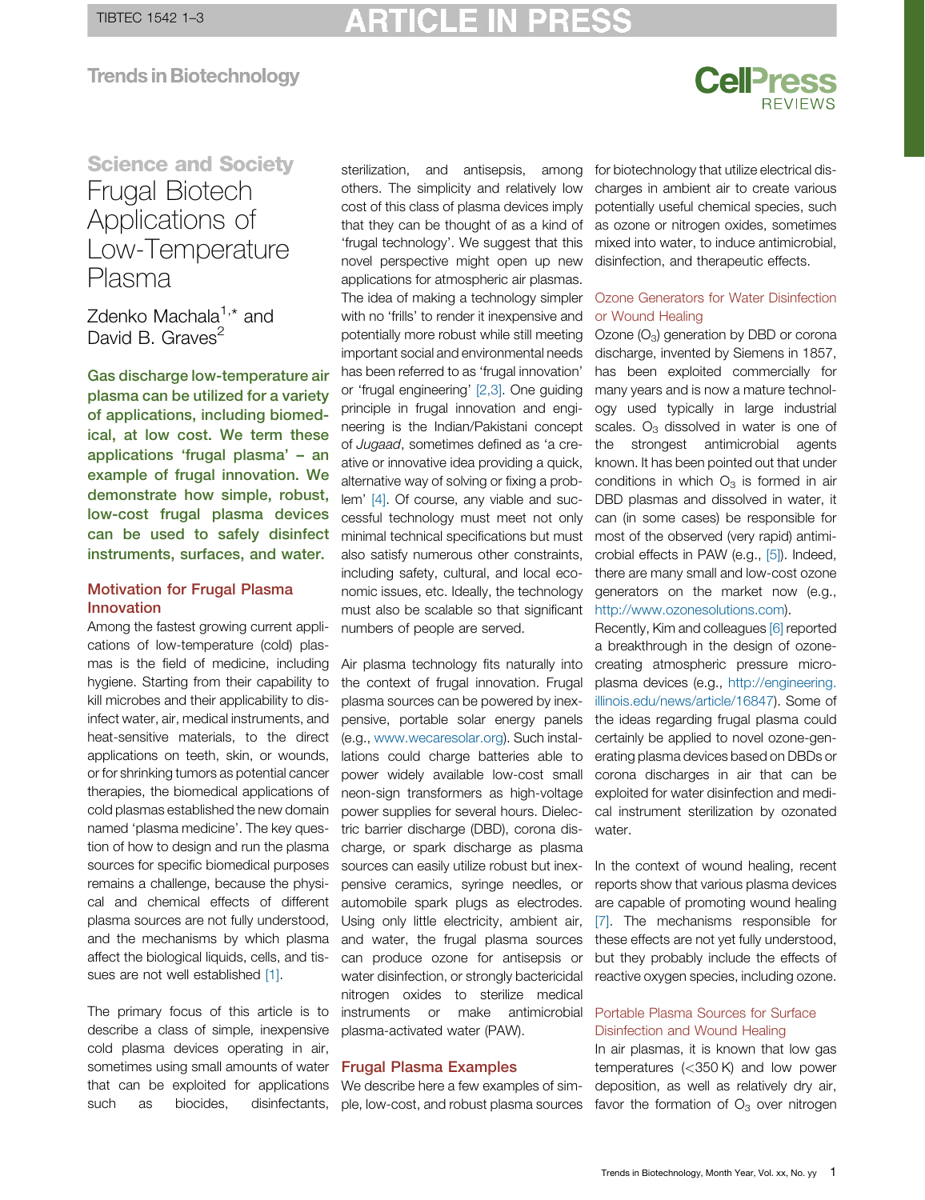Science and Society

# Frugal Biotech Applications of Low-Temperature Plasma

Zdenko Machala[1,*] and David B. Graves[2]

**Gas discharge low-temperature air plasma can be utilized for a variety of applications, including biomedical, at low cost. We term these applications 'frugal plasma' – an example of frugal innovation. We demonstrate how simple, robust, low-cost frugal plasma devices can be used to safely disinfect instruments, surfaces, and water.**

## Motivation for Frugal Plasma Innovation

Among the fastest growing current applications of low-temperature (cold) plasmas is the field of medicine, including hygiene. Starting from their capability to kill microbes and their applicability to disinfect water, air, medical instruments, and heat-sensitive materials, to the direct applications on teeth, skin, or wounds, or for shrinking tumors as potential cancer therapies, the biomedical applications of cold plasmas established the new domain named 'plasma medicine'. The key question of how to design and run the plasma sources for specific biomedical purposes remains a challenge, because the physical and chemical effects of different plasma sources are not fully understood, and the mechanisms by which plasma affect the biological liquids, cells, and tissues are not well established [1].

The primary focus of this article is to describe a class of simple, inexpensive cold plasma devices operating in air, sometimes using small amounts of water that can be exploited for applications such as biocides, disinfectants, sterilization, and antisepsis, among others. The simplicity and relatively low cost of this class of plasma devices imply that they can be thought of as a kind of 'frugal technology'. We suggest that this novel perspective might open up new applications for atmospheric air plasmas. The idea of making a technology simpler with no 'frills' to render it inexpensive and potentially more robust while still meeting important social and environmental needs has been referred to as 'frugal innovation' or 'frugal engineering' [2,3]. One guiding principle in frugal innovation and engineering is the Indian/Pakistani concept of *Jugaad*, sometimes defined as 'a creative or innovative idea providing a quick, alternative way of solving or fixing a problem' [4]. Of course, any viable and successful technology must meet not only minimal technical specifications but must also satisfy numerous other constraints, including safety, cultural, and local economic issues, etc. Ideally, the technology must also be scalable so that significant numbers of people are served.

Air plasma technology fits naturally into the context of frugal innovation. Frugal plasma sources can be powered by inexpensive, portable solar energy panels (e.g., www.wecaresolar.org). Such installations could charge batteries able to power widely available low-cost small neon-sign transformers as high-voltage power supplies for several hours. Dielectric barrier discharge (DBD), corona discharge, or spark discharge as plasma sources can easily utilize robust but inexpensive ceramics, syringe needles, or automobile spark plugs as electrodes. Using only little electricity, ambient air, and water, the frugal plasma sources can produce ozone for antisepsis or water disinfection, or strongly bactericidal nitrogen oxides to sterilize medical instruments or make antimicrobial plasma-activated water (PAW).

## Frugal Plasma Examples

We describe here a few examples of simple, low-cost, and robust plasma sources for biotechnology that utilize electrical discharges in ambient air to create various potentially useful chemical species, such as ozone or nitrogen oxides, sometimes mixed into water, to induce antimicrobial, disinfection, and therapeutic effects.

### Ozone Generators for Water Disinfection or Wound Healing

Ozone ($O_3$) generation by DBD or corona discharge, invented by Siemens in 1857, has been exploited commercially for many years and is now a mature technology used typically in large industrial scales. $O_3$ dissolved in water is one of the strongest antimicrobial agents known. It has been pointed out that under conditions in which $O_3$ is formed in air DBD plasmas and dissolved in water, it can (in some cases) be responsible for most of the observed (very rapid) antimicrobial effects in PAW (e.g., [5]). Indeed, there are many small and low-cost ozone generators on the market now (e.g., http://www.ozonesolutions.com).

Recently, Kim and colleagues [6] reported a breakthrough in the design of ozone-creating atmospheric pressure microplasma devices (e.g., http://engineering.illinois.edu/news/article/16847). Some of the ideas regarding frugal plasma could certainly be applied to novel ozone-generating plasma devices based on DBDs or corona discharges in air that can be exploited for water disinfection and medical instrument sterilization by ozonated water.

In the context of wound healing, recent reports show that various plasma devices are capable of promoting wound healing [7]. The mechanisms responsible for these effects are not yet fully understood, but they probably include the effects of reactive oxygen species, including ozone.

### Portable Plasma Sources for Surface Disinfection and Wound Healing

In air plasmas, it is known that low gas temperatures (<350 K) and low power deposition, as well as relatively dry air, favor the formation of $O_3$ over nitrogen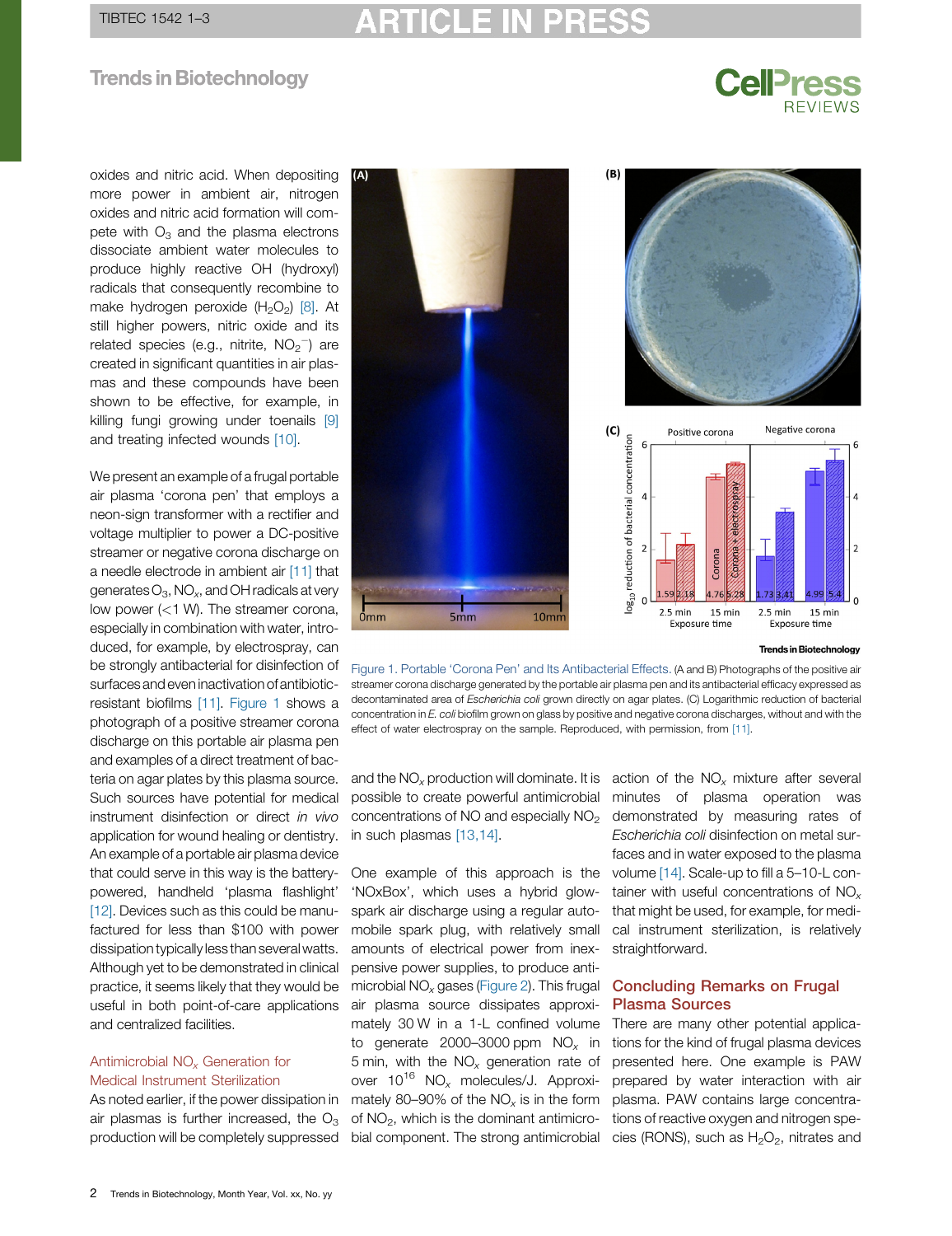oxides and nitric acid. When depositing more power in ambient air, nitrogen oxides and nitric acid formation will compete with $O_3$ and the plasma electrons dissociate ambient water molecules to produce highly reactive OH (hydroxyl) radicals that consequently recombine to make hydrogen peroxide ($H_2O_2$) [8]. At still higher powers, nitric oxide and its related species (e.g., nitrite, $NO_2^-$) are created in significant quantities in air plasmas and these compounds have been shown to be effective, for example, in killing fungi growing under toenails [9] and treating infected wounds [10].

We present an example of a frugal portable air plasma 'corona pen' that employs a neon-sign transformer with a rectifier and voltage multiplier to power a DC-positive streamer or negative corona discharge on a needle electrode in ambient air [11] that generates $O_3$, $NO_x$, and OH radicals at very low power (<1 W). The streamer corona, especially in combination with water, introduced, for example, by electrospray, can be strongly antibacterial for disinfection of surfaces and even inactivation of antibiotic-resistant biofilms [11]. Figure 1 shows a photograph of a positive streamer corona discharge on this portable air plasma pen and examples of a direct treatment of bacteria on agar plates by this plasma source. Such sources have potential for medical instrument disinfection or direct *in vivo* application for wound healing or dentistry. An example of a portable air plasma device that could serve in this way is the battery-powered, handheld 'plasma flashlight' [12]. Devices such as this could be manufactured for less than \$100 with power dissipation typically less than several watts. Although yet to be demonstrated in clinical practice, it seems likely that they would be useful in both point-of-care applications and centralized facilities.

Figure 1. Portable 'Corona Pen' and Its Antibacterial Effects. (A and B) Photographs of the positive air streamer corona discharge generated by the portable air plasma pen and its antibacterial efficacy expressed as decontaminated area of *Escherichia coli* grown directly on agar plates. (C) Logarithmic reduction of bacterial concentration in *E. coli* biofilm grown on glass by positive and negative corona discharges, without and with the effect of water electrospray on the sample. Reproduced, with permission, from [11].

## Antimicrobial $NO_x$ Generation for Medical Instrument Sterilization

As noted earlier, if the power dissipation in air plasmas is further increased, the $O_3$ production will be completely suppressed and the $NO_x$ production will dominate. It is possible to create powerful antimicrobial concentrations of NO and especially $NO_2$ in such plasmas [13,14].

One example of this approach is the 'NOxBox', which uses a hybrid glow-spark air discharge using a regular automobile spark plug, with relatively small amounts of electrical power from inexpensive power supplies, to produce antimicrobial $NO_x$ gases (Figure 2). This frugal air plasma source dissipates approximately 30 W in a 1-L confined volume to generate 2000–3000 ppm $NO_x$ in 5 min, with the $NO_x$ generation rate of over $10^{16}$ $NO_x$ molecules/J. Approximately 80–90% of the $NO_x$ is in the form of $NO_2$, which is the dominant antimicrobial component. The strong antimicrobial action of the $NO_x$ mixture after several minutes of plasma operation was demonstrated by measuring rates of *Escherichia coli* disinfection on metal surfaces and in water exposed to the plasma volume [14]. Scale-up to fill a 5–10-L container with useful concentrations of $NO_x$ that might be used, for example, for medical instrument sterilization, is relatively straightforward.

## Concluding Remarks on Frugal Plasma Sources

There are many other potential applications for the kind of frugal plasma sources presented here. One example is PAW prepared by water interaction with air plasma. PAW contains large concentrations of reactive oxygen and nitrogen species (RONS), such as $H_2O_2$, nitrates and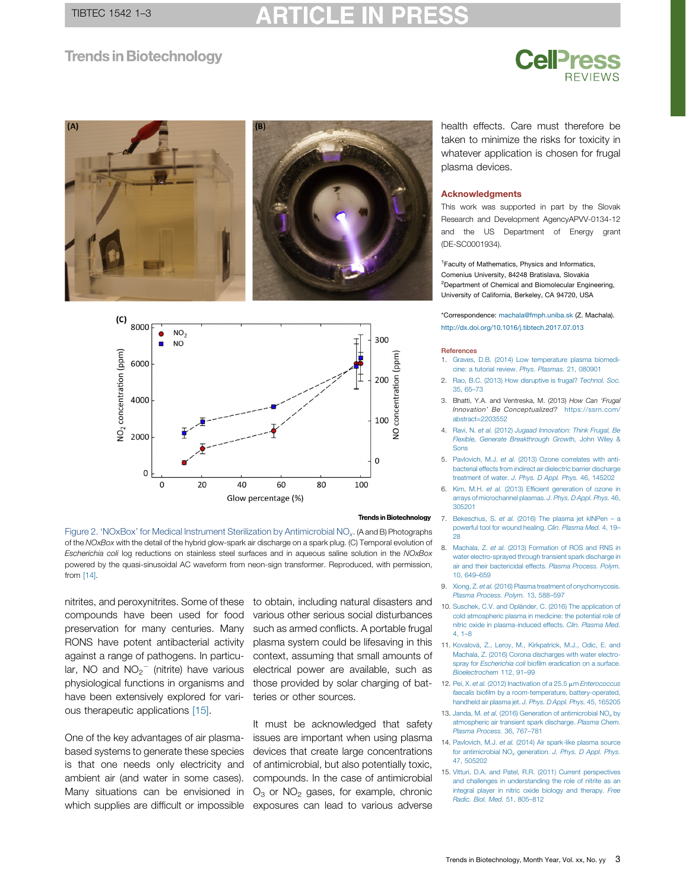(A)

(B)

(C)

8000

6000

4000

2000

0

NO₂ concentration (ppm)

NO$_2$

NO

300

200

100

0

NO concentration (ppm)

0 20 40 60 80 100

Glow percentage (%)

Figure 2. 'NOxBox' for Medical Instrument Sterilization by Antimicrobial $NO_x$. (A and B) Photographs of the *NOxBox* with the detail of the hybrid glow-spark air discharge on a spark plug. (C) Temporal evolution of *Escherichia coli* log reductions on stainless steel surfaces and in aqueous saline solution in the *NOxBox* powered by the quasi-sinusoidal AC waveform from neon-sign transformer. Reproduced, with permission, from [14].

nitrites, and peroxynitrites. Some of these compounds have been used for food preservation for many centuries. Many RONS have potent antibacterial activity against a range of pathogens. In particular, NO and $NO_2^-$ (nitrite) have various physiological functions in organisms and have been extensively explored for various therapeutic applications [15].

One of the key advantages of air plasma-based systems to generate these species is that one needs only electricity and ambient air (and water in some cases). Many situations can be envisioned in which supplies are difficult or impossible to obtain, including natural disasters and various other serious social disturbances such as armed conflicts. A portable frugal plasma system could be lifesaving in this context, assuming that small amounts of electrical power are available, such as those provided by solar charging of batteries or other sources.

It must be acknowledged that safety issues are important when using plasma devices that create large concentrations of antimicrobial, but also potentially toxic, compounds. In the case of antimicrobial $O_3$ or $NO_2$ gases, for example, chronic exposures can lead to various adverse health effects. Care must therefore be taken to minimize the risks for toxicity in whatever application is chosen for frugal plasma devices.

## Acknowledgments

This work was supported in part by the Slovak Research and Development AgencyAPVV-0134-12 and the US Department of Energy grant (DE-SC0001934).

[1]Faculty of Mathematics, Physics and Informatics, Comenius University, 84248 Bratislava, Slovakia
[2]Department of Chemical and Biomolecular Engineering, University of California, Berkeley, CA 94720, USA

*Correspondence: machala@fmph.uniba.sk (Z. Machala).
http://dx.doi.org/10.1016/j.tibtech.2017.07.013

## References

1. Graves, D.B. (2014) Low temperature plasma biomedicine: a tutorial review. *Phys. Plasmas.* 21, 080901
2. Rao, B.C. (2013) How disruptive is frugal? *Technol. Soc.* 35, 65–73
3. Bhatti, Y.A. and Ventreska, M. (2013) *How Can 'Frugal Innovation' Be Conceptualized?* https://ssrn.com/abstract=2203552
4. Ravi, N. *et al.* (2012) *Jugaad Innovation: Think Frugal, Be Flexible, Generate Breakthrough Growth,* John Wiley & Sons
5. Pavlovich, M.J. *et al.* (2013) Ozone correlates with antibacterial effects from indirect air dielectric barrier discharge treatment of water. *J. Phys. D Appl. Phys.* 46, 145202
6. Kim, M.H. *et al.* (2013) Efficient generation of ozone in arrays of microchannel plasmas. *J. Phys. D Appl. Phys.* 46, 305201
7. Bekeschus, S. *et al.* (2016) The plasma jet kINPen – a powerful tool for wound healing. *Clin. Plasma Med.* 4, 19–28
8. Machala, Z. *et al.* (2013) Formation of ROS and RNS in water electro-sprayed through transient spark discharge in air and their bactericidal effects. *Plasma Process. Polym.* 10, 649–659
9. Xiong, Z. *et al.* (2016) Plasma treatment of onychomycosis. *Plasma Process. Polym.* 13, 588–597
10. Suschek, C.V. and Opländer, C. (2016) The application of cold atmospheric plasma in medicine: the potential role of nitric oxide in plasma-induced effects. *Clin. Plasma Med.* 4, 1–8
11. Kovalová, Z., Leroy, M., Kirkpatrick, M.J., Odic, E. and Machala, Z. (2016) Corona discharges with water electrospray for *Escherichia coli* biofilm eradication on a surface. *Bioelectrochem* 112, 91–99
12. Pei, X. *et al.* (2012) Inactivation of a 25.5 μm *Enterococcus faecalis* biofilm by a room-temperature, battery-operated, handheld air plasma jet. *J. Phys. D Appl. Phys.* 45, 165205
13. Janda, M. *et al.* (2016) Generation of antimicrobial $NO_x$ by atmospheric air transient spark discharge. *Plasma Chem. Plasma Process.* 36, 767–781
14. Pavlovich, M.J. *et al.* (2014) Air spark-like plasma source for antimicrobial $NO_x$ generation. *J. Phys. D Appl. Phys.* 47, 505202
15. Vitturi, D.A. and Patel, R.R. (2011) Current perspectives and challenges in understanding the role of nitrite as an integral player in nitric oxide biology and therapy. *Free Radic. Biol. Med.* 51, 805–812